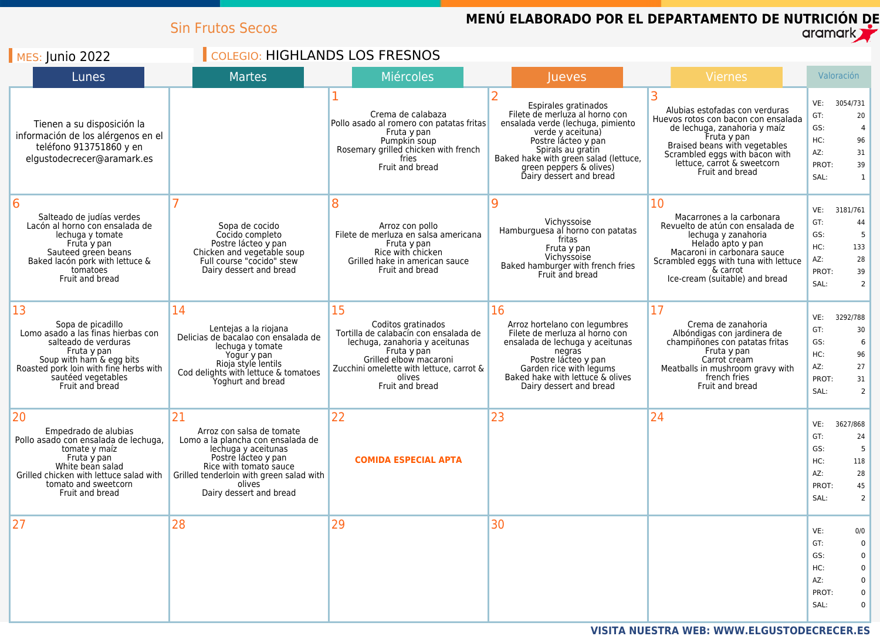Sin Frutos Secos

**MENÚ ELABORADO POR EL DEPARTAMENTO DE NUTRICIÓN DE aramark**

MES: Junio 2022

COLEGIO: HIGHLANDS LOS FRESNOS

| Lunes | Martes | Miércoles | Jueves | Viernes | Valoración |
|---|---|---|---|---|---|
| Tienen a su disposición la información de los alérgenos en el teléfono 913751860 y en elgustodecrecer@aramark.es | | 1<br>Crema de calabaza<br>Pollo asado al romero con patatas fritas<br>Fruta y pan<br>Pumpkin soup<br>Rosemary grilled chicken with french fries<br>Fruit and bread | 2<br>Espirales gratinados<br>Filete de merluza al horno con ensalada verde (lechuga, pimiento verde y aceituna)<br>Postre lácteo y pan<br>Spirals au gratin<br>Baked hake with green salad (lettuce, green peppers & olives)<br>Dairy dessert and bread | 3<br>Alubias estofadas con verduras<br>Huevos rotos con bacon con ensalada de lechuga, zanahoria y maíz<br>Fruta y pan<br>Braised beans with vegetables<br>Scrambled eggs with bacon with lettuce, carrot & sweetcorn<br>Fruit and bread | VE: 3054/731<br>GT: 20<br>GS: 4<br>HC: 96<br>AZ: 31<br>PROT: 39<br>SAL: 1 |
| 6<br>Salteado de judías verdes<br>Lacón al horno con ensalada de lechuga y tomate<br>Fruta y pan<br>Sauteed green beans<br>Baked lacón pork with lettuce & tomatoes<br>Fruit and bread | 7<br>Sopa de cocido<br>Cocido completo<br>Postre lácteo y pan<br>Chicken and vegetable soup<br>Full course "cocido" stew<br>Dairy dessert and bread | 8<br>Arroz con pollo<br>Filete de merluza en salsa americana<br>Fruta y pan<br>Rice with chicken<br>Grilled hake in american sauce<br>Fruit and bread | 9<br>Vichyssoise<br>Hamburguesa al horno con patatas fritas<br>Fruta y pan<br>Vichyssoise<br>Baked hamburger with french fries<br>Fruit and bread | 10<br>Macarrones a la carbonara<br>Revuelto de atún con ensalada de lechuga y zanahoria<br>Helado apto y pan<br>Macaroni in carbonara sauce<br>Scrambled eggs with tuna with lettuce & carrot<br>Ice-cream (suitable) and bread | VE: 3181/761<br>GT: 44<br>GS: 5<br>HC: 133<br>AZ: 28<br>PROT: 39<br>SAL: 2 |
| 13<br>Sopa de picadillo<br>Lomo asado a las finas hierbas con salteado de verduras<br>Fruta y pan<br>Soup with ham & egg bits<br>Roasted pork loin with fine herbs with sautéed vegetables<br>Fruit and bread | 14<br>Lentejas a la riojana<br>Delicias de bacalao con ensalada de lechuga y tomate<br>Yogur y pan<br>Rioja style lentils<br>Cod delights with lettuce & tomatoes<br>Yoghurt and bread | 15<br>Coditos gratinados<br>Tortilla de calabacín con ensalada de lechuga, zanahoria y aceitunas<br>Fruta y pan<br>Grilled elbow macaroni<br>Zucchini omelette with lettuce, carrot & olives<br>Fruit and bread | 16<br>Arroz hortelano con legumbres<br>Filete de merluza al horno con ensalada de lechuga y aceitunas negras<br>Postre lácteo y pan<br>Garden rice with legums<br>Baked hake with lettuce & olives<br>Dairy dessert and bread | 17<br>Crema de zanahoria<br>Albóndigas con jardinera de champiñones con patatas fritas<br>Fruta y pan<br>Carrot cream<br>Meatballs in mushroom gravy with french fries<br>Fruit and bread | VE: 3292/788<br>GT: 30<br>GS: 6<br>HC: 96<br>AZ: 27<br>PROT: 31<br>SAL: 2 |
| 20<br>Empedrado de alubias<br>Pollo asado con ensalada de lechuga, tomate y maíz<br>Fruta y pan<br>White bean salad<br>Grilled chicken with lettuce salad with tomato and sweetcorn<br>Fruit and bread | 21<br>Arroz con salsa de tomate<br>Lomo a la plancha con ensalada de lechuga y aceitunas<br>Postre lácteo y pan<br>Rice with tomato sauce<br>Grilled tenderloin with green salad with olives<br>Dairy dessert and bread | 22<br>**COMIDA ESPECIAL APTA** | 23 | 24 | VE: 3627/868<br>GT: 24<br>GS: 5<br>HC: 118<br>AZ: 28<br>PROT: 45<br>SAL: 2 |
| 27 | 28 | 29 | 30 | | VE: 0/0<br>GT: 0<br>GS: 0<br>HC: 0<br>AZ: 0<br>PROT: 0<br>SAL: 0 |

**VISITA NUESTRA WEB: WWW.ELGUSTODECRECER.ES**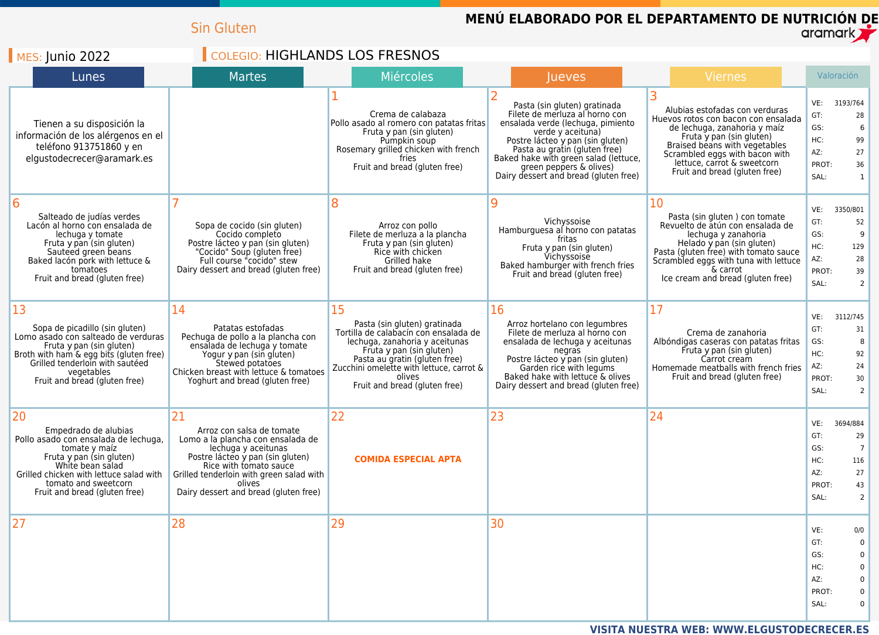Sin Gluten

**MENÚ ELABORADO POR EL DEPARTAMENTO DE NUTRICIÓN DE** aramark

MES: Junio 2022

COLEGIO: HIGHLANDS LOS FRESNOS

| Lunes | Martes | Miércoles | Jueves | Viernes | Valoración |
|---|---|---|---|---|---|
| Tienen a su disposición la información de los alérgenos en el teléfono 913751860 y en elgustodecrecer@aramark.es | | 1<br>Crema de calabaza<br>Pollo asado al romero con patatas fritas<br>Fruta y pan (sin gluten)<br>Pumpkin soup<br>Rosemary grilled chicken with french fries<br>Fruit and bread (gluten free) | 2<br>Pasta (sin gluten) gratinada<br>Filete de merluza al horno con ensalada verde (lechuga, pimiento verde y aceituna)<br>Postre lácteo y pan (sin gluten)<br>Pasta au gratin (gluten free)<br>Baked hake with green salad (lettuce, green peppers & olives)<br>Dairy dessert and bread (gluten free) | 3<br>Alubias estofadas con verduras<br>Huevos rotos con bacon con ensalada de lechuga, zanahoria y maíz<br>Fruta y pan (sin gluten)<br>Braised beans with vegetables<br>Scrambled eggs with bacon with lettuce, carrot & sweetcorn<br>Fruit and bread (gluten free) | VE: 3193/764<br>GT: 28<br>GS: 6<br>HC: 99<br>AZ: 27<br>PROT: 36<br>SAL: 1 |
| 6<br>Salteado de judías verdes<br>Lacón al horno con ensalada de lechuga y tomate<br>Fruta y pan (sin gluten)<br>Sauteed green beans<br>Baked lacón pork with lettuce & tomatoes<br>Fruit and bread (gluten free) | 7<br>Sopa de cocido (sin gluten)<br>Cocido completo<br>Postre lácteo y pan (sin gluten)<br>"Cocido" Soup (gluten free)<br>Full course "cocido" stew<br>Dairy dessert and bread (gluten free) | 8<br>Arroz con pollo<br>Filete de merluza a la plancha<br>Fruta y pan (sin gluten)<br>Rice with chicken<br>Grilled hake<br>Fruit and bread (gluten free) | 9<br>Vichyssoise<br>Hamburguesa al horno con patatas fritas<br>Fruta y pan (sin gluten)<br>Vichyssoise<br>Baked hamburger with french fries<br>Fruit and bread (gluten free) | 10<br>Pasta (sin gluten ) con tomate<br>Revuelto de atún con ensalada de lechuga y zanahoria<br>Helado y pan (sin gluten)<br>Pasta (gluten free) with tomato sauce<br>Scrambled eggs with tuna with lettuce & carrot<br>Ice cream and bread (gluten free) | VE: 3350/801<br>GT: 52<br>GS: 9<br>HC: 129<br>AZ: 28<br>PROT: 39<br>SAL: 2 |
| 13<br>Sopa de picadillo (sin gluten)<br>Lomo asado con salteado de verduras<br>Fruta y pan (sin gluten)<br>Broth with ham & egg bits (gluten free)<br>Grilled tenderloin with sautéed vegetables<br>Fruit and bread (gluten free) | 14<br>Patatas estofadas<br>Pechuga de pollo a la plancha con ensalada de lechuga y tomate<br>Yogur y pan (sin gluten)<br>Stewed potatoes<br>Chicken breast with lettuce & tomatoes<br>Yoghurt and bread (gluten free) | 15<br>Pasta (sin gluten) gratinada<br>Tortilla de calabacín con ensalada de lechuga, zanahoria y aceitunas<br>Fruta y pan (sin gluten)<br>Pasta au gratin (gluten free)<br>Zucchini omelette with lettuce, carrot & olives<br>Fruit and bread (gluten free) | 16<br>Arroz hortelano con legumbres<br>Filete de merluza al horno con ensalada de lechuga y aceitunas negras<br>Postre lácteo y pan (sin gluten)<br>Garden rice with legums<br>Baked hake with lettuce & olives<br>Dairy dessert and bread (gluten free) | 17<br>Crema de zanahoria<br>Albóndigas caseras con patatas fritas<br>Fruta y pan (sin gluten)<br>Carrot cream<br>Homemade meatballs with french fries<br>Fruit and bread (gluten free) | VE: 3112/745<br>GT: 31<br>GS: 8<br>HC: 92<br>AZ: 24<br>PROT: 30<br>SAL: 2 |
| 20<br>Empedrado de alubias<br>Pollo asado con ensalada de lechuga, tomate y maíz<br>Fruta y pan (sin gluten)<br>White bean salad<br>Grilled chicken with lettuce salad with tomato and sweetcorn<br>Fruit and bread (gluten free) | 21<br>Arroz con salsa de tomate<br>Lomo a la plancha con ensalada de lechuga y aceitunas<br>Postre lácteo y pan (sin gluten)<br>Rice with tomato sauce<br>Grilled tenderloin with green salad with olives<br>Dairy dessert and bread (gluten free) | 22<br>**COMIDA ESPECIAL APTA** | 23 | 24 | VE: 3694/884<br>GT: 29<br>GS: 7<br>HC: 116<br>AZ: 27<br>PROT: 43<br>SAL: 2 |
| 27 | 28 | 29 | 30 | | VE: 0/0<br>GT: 0<br>GS: 0<br>HC: 0<br>AZ: 0<br>PROT: 0<br>SAL: 0 |

**VISITA NUESTRA WEB: WWW.ELGUSTODECRECER.ES**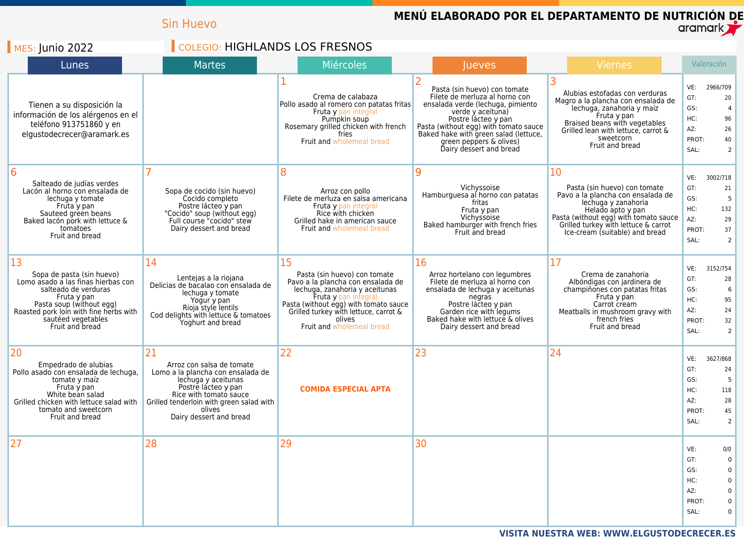Sin Huevo

**MENÚ ELABORADO POR EL DEPARTAMENTO DE NUTRICIÓN DE aramark**

MES: Junio 2022

COLEGIO: HIGHLANDS LOS FRESNOS

| Lunes | Martes | Miércoles | Jueves | Viernes | Valoración |
|---|---|---|---|---|---|
| Tienen a su disposición la información de los alérgenos en el teléfono 913751860 y en elgustodecrecer@aramark.es | | 1 Crema de calabaza Pollo asado al romero con patatas fritas Fruta y pan integral Pumpkin soup Rosemary grilled chicken with french fries Fruit and wholemeal bread | 2 Pasta (sin huevo) con tomate Filete de merluza al horno con ensalada verde (lechuga, pimiento verde y aceituna) Postre lácteo y pan Pasta (without egg) with tomato sauce Baked hake with green salad (lettuce, green peppers & olives) Dairy dessert and bread | 3 Alubias estofadas con verduras Magro a la plancha con ensalada de lechuga, zanahoria y maíz Fruta y pan Braised beans with vegetables Grilled lean with lettuce, carrot & sweetcorn Fruit and bread | VE: 2966/709 GT: 20 GS: 4 HC: 96 AZ: 26 PROT: 40 SAL: 2 |
| 6 Salteado de judías verdes Lacón al horno con ensalada de lechuga y tomate Fruta y pan Sauteed green beans Baked lacón pork with lettuce & tomatoes Fruit and bread | 7 Sopa de cocido (sin huevo) Cocido completo Postre lácteo y pan "Cocido" soup (without egg) Full course "cocido" stew Dairy dessert and bread | 8 Arroz con pollo Filete de merluza en salsa americana Fruta y pan integral Rice with chicken Grilled hake in american sauce Fruit and wholemeal bread | 9 Vichyssoise Hamburguesa al horno con patatas fritas Fruta y pan Vichyssoise Baked hamburger with french fries Fruit and bread | 10 Pasta (sin huevo) con tomate Pavo a la plancha con ensalada de lechuga y zanahoria Helado apto y pan Pasta (without egg) with tomato sauce Grilled turkey with lettuce & carrot Ice-cream (suitable) and bread | VE: 3002/718 GT: 21 GS: 5 HC: 132 AZ: 29 PROT: 37 SAL: 2 |
| 13 Sopa de pasta (sin huevo) Lomo asado a las finas hierbas con salteado de verduras Fruta y pan Pasta soup (without egg) Roasted pork loin with fine herbs with sautéed vegetables Fruit and bread | 14 Lentejas a la riojana Delicias de bacalao con ensalada de lechuga y tomate Yogur y pan Rioja style lentils Cod delights with lettuce & tomatoes Yoghurt and bread | 15 Pasta (sin huevo) con tomate Pavo a la plancha con ensalada de lechuga, zanahoria y aceitunas Fruta y pan integral Pasta (without egg) with tomato sauce Grilled turkey with lettuce, carrot & olives Fruit and wholemeal bread | 16 Arroz hortelano con legumbres Filete de merluza al horno con ensalada de lechuga y aceitunas negras Postre lácteo y pan Garden rice with legums Baked hake with lettuce & olives Dairy dessert and bread | 17 Crema de zanahoria Albóndigas con jardinera de champiñones con patatas fritas Fruta y pan Carrot cream Meatballs in mushroom gravy with french fries Fruit and bread | VE: 3152/754 GT: 28 GS: 6 HC: 95 AZ: 24 PROT: 32 SAL: 2 |
| 20 Empedrado de alubias Pollo asado con ensalada de lechuga, tomate y maíz Fruta y pan White bean salad Grilled chicken with lettuce salad with tomato and sweetcorn Fruit and bread | 21 Arroz con salsa de tomate Lomo a la plancha con ensalada de lechuga y aceitunas Postre lácteo y pan Rice with tomato sauce Grilled tenderloin with green salad with olives Dairy dessert and bread | 22 **COMIDA ESPECIAL APTA** | 23 | 24 | VE: 3627/868 GT: 24 GS: 5 HC: 118 AZ: 28 PROT: 45 SAL: 2 |
| 27 | 28 | 29 | 30 | | VE: 0/0 GT: 0 GS: 0 HC: 0 AZ: 0 PROT: 0 SAL: 0 |

**VISITA NUESTRA WEB: WWW.ELGUSTODECRECER.ES**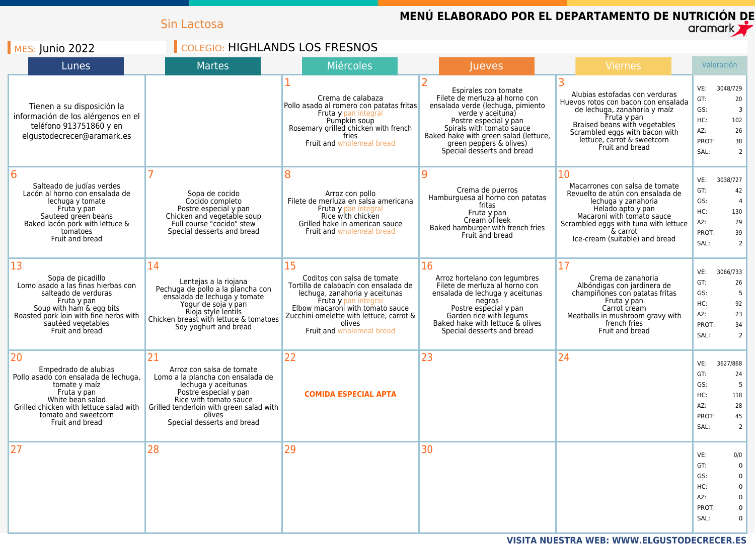Sin Lactosa

# MENÚ ELABORADO POR EL DEPARTAMENTO DE NUTRICIÓN DE aramark

MES: Junio 2022

COLEGIO: HIGHLANDS LOS FRESNOS

| Lunes | Martes | Miércoles | Jueves | Viernes | Valoración |
|---|---|---|---|---|---|
| Tienen a su disposición la información de los alérgenos en el teléfono 913751860 y en elgustodecrecer@aramark.es | | 1<br>Crema de calabaza<br>Pollo asado al romero con patatas fritas<br>Fruta y pan integral<br>Pumpkin soup<br>Rosemary grilled chicken with french fries<br>Fruit and wholemeal bread | 2<br>Espirales con tomate<br>Filete de merluza al horno con ensalada verde (lechuga, pimiento verde y aceituna)<br>Postre especial y pan<br>Spirals with tomato sauce<br>Baked hake with green salad (lettuce, green peppers & olives)<br>Special desserts and bread | 3<br>Alubias estofadas con verduras<br>Huevos rotos con bacon con ensalada de lechuga, zanahoria y maíz<br>Fruta y pan<br>Braised beans with vegetables<br>Scrambled eggs with bacon with lettuce, carrot & sweetcorn<br>Fruit and bread | VE: 3048/729<br>GT: 20<br>GS: 3<br>HC: 102<br>AZ: 26<br>PROT: 38<br>SAL: 2 |
| 6<br>Salteado de judías verdes<br>Lacón al horno con ensalada de lechuga y tomate<br>Fruta y pan<br>Sauteed green beans<br>Baked lacón pork with lettuce & tomatoes<br>Fruit and bread | 7<br>Sopa de cocido<br>Cocido completo<br>Postre especial y pan<br>Chicken and vegetable soup<br>Full course "cocido" stew<br>Special desserts and bread | 8<br>Arroz con pollo<br>Filete de merluza en salsa americana<br>Fruta y pan integral<br>Rice with chicken<br>Grilled hake in american sauce<br>Fruit and wholemeal bread | 9<br>Crema de puerros<br>Hamburguesa al horno con patatas fritas<br>Fruta y pan<br>Cream of leek<br>Baked hamburger with french fries<br>Fruit and bread | 10<br>Macarrones con salsa de tomate<br>Revuelto de atún con ensalada de lechuga y zanahoria<br>Helado apto y pan<br>Macaroni with tomato sauce<br>Scrambled eggs with tuna with lettuce & carrot<br>Ice-cream (suitable) and bread | VE: 3038/727<br>GT: 42<br>GS: 4<br>HC: 130<br>AZ: 29<br>PROT: 39<br>SAL: 2 |
| 13<br>Sopa de picadillo<br>Lomo asado a las finas hierbas con salteado de verduras<br>Fruta y pan<br>Soup with ham & egg bits<br>Roasted pork loin with fine herbs with sautéed vegetables<br>Fruit and bread | 14<br>Lentejas a la riojana<br>Pechuga de pollo a la plancha con ensalada de lechuga y tomate<br>Yogur de soja y pan<br>Rioja style lentils<br>Chicken breast with lettuce & tomatoes<br>Soy yoghurt and bread | 15<br>Coditos con salsa de tomate<br>Tortilla de calabacín con ensalada de lechuga, zanahoria y aceitunas<br>Fruta y pan integral<br>Elbow macaroni with tomato sauce<br>Zucchini omelette with lettuce, carrot & olives<br>Fruit and wholemeal bread | 16<br>Arroz hortelano con legumbres<br>Filete de merluza al horno con ensalada de lechuga y aceitunas negras<br>Postre especial y pan<br>Garden rice with legums<br>Baked hake with lettuce & olives<br>Special desserts and bread | 17<br>Crema de zanahoria<br>Albóndigas con jardinera de champiñones con patatas fritas<br>Fruta y pan<br>Carrot cream<br>Meatballs in mushroom gravy with french fries<br>Fruit and bread | VE: 3066/733<br>GT: 26<br>GS: 5<br>HC: 92<br>AZ: 23<br>PROT: 34<br>SAL: 2 |
| 20<br>Empedrado de alubias<br>Pollo asado con ensalada de lechuga, tomate y maíz<br>Fruta y pan<br>White bean salad<br>Grilled chicken with lettuce salad with tomato and sweetcorn<br>Fruit and bread | 21<br>Arroz con salsa de tomate<br>Lomo a la plancha con ensalada de lechuga y aceitunas<br>Postre especial y pan<br>Rice with tomato sauce<br>Grilled tenderloin with green salad with olives<br>Special desserts and bread | 22<br>**COMIDA ESPECIAL APTA** | 23 | 24 | VE: 3627/868<br>GT: 24<br>GS: 5<br>HC: 118<br>AZ: 28<br>PROT: 45<br>SAL: 2 |
| 27 | 28 | 29 | 30 | | VE: 0/0<br>GT: 0<br>GS: 0<br>HC: 0<br>AZ: 0<br>PROT: 0<br>SAL: 0 |

VISITA NUESTRA WEB: WWW.ELGUSTODECRECER.ES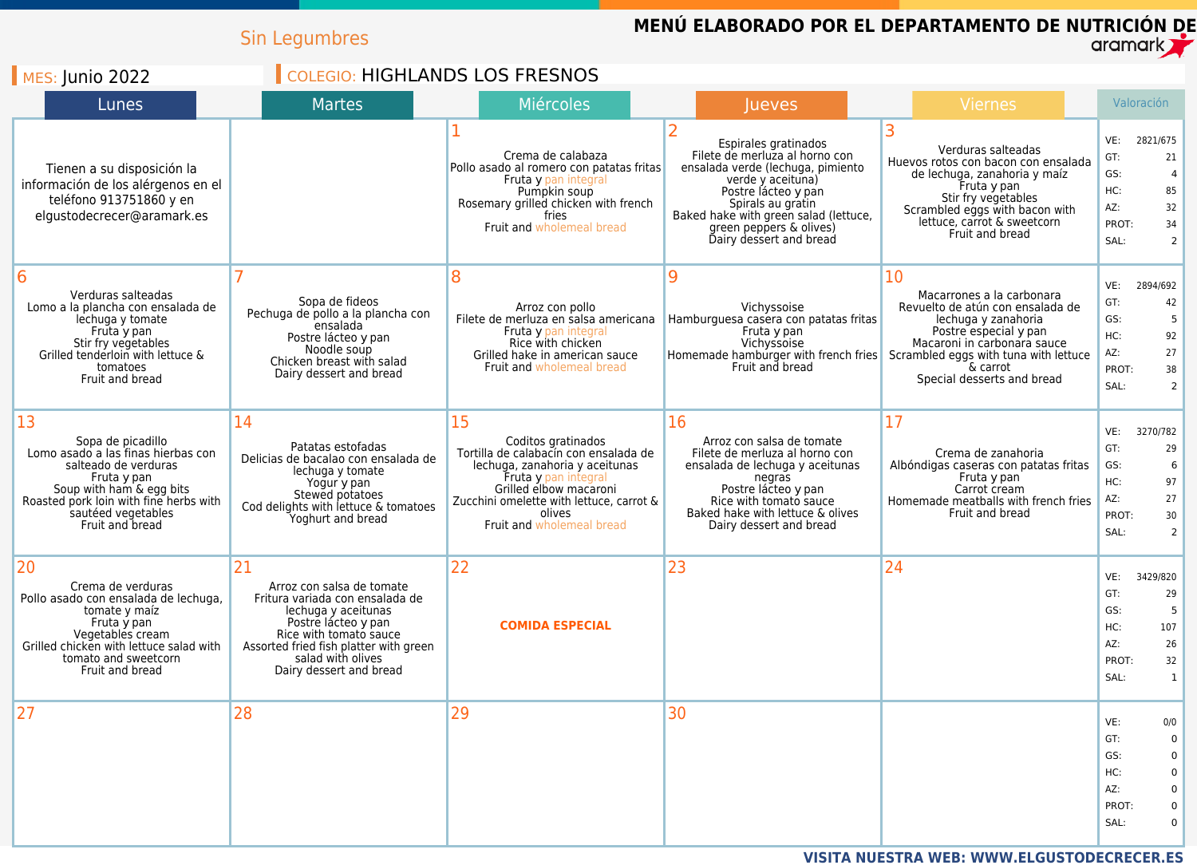Sin Legumbres

**MENÚ ELABORADO POR EL DEPARTAMENTO DE NUTRICIÓN DE aramark**

MES: Junio 2022

COLEGIO: HIGHLANDS LOS FRESNOS

| Lunes | Martes | Miércoles | Jueves | Viernes | Valoración |
|---|---|---|---|---|---|
| Tienen a su disposición la información de los alérgenos en el teléfono 913751860 y en elgustodecrecer@aramark.es | | 1<br>Crema de calabaza<br>Pollo asado al romero con patatas fritas<br>Fruta y pan integral<br>Pumpkin soup<br>Rosemary grilled chicken with french fries<br>Fruit and wholemeal bread | 2<br>Espirales gratinados<br>Filete de merluza al horno con ensalada verde (lechuga, pimiento verde y aceituna)<br>Postre lácteo y pan<br>Spirals au gratin<br>Baked hake with green salad (lettuce, green peppers & olives)<br>Dairy dessert and bread | 3<br>Verduras salteadas<br>Huevos rotos con bacon con ensalada de lechuga, zanahoria y maíz<br>Fruta y pan<br>Stir fry vegetables<br>Scrambled eggs with bacon with lettuce, carrot & sweetcorn<br>Fruit and bread | VE: 2821/675<br>GT: 21<br>GS: 4<br>HC: 85<br>AZ: 32<br>PROT: 34<br>SAL: 2 |
| 6<br>Verduras salteadas<br>Lomo a la plancha con ensalada de lechuga y tomate<br>Fruta y pan<br>Stir fry vegetables<br>Grilled tenderloin with lettuce & tomatoes<br>Fruit and bread | 7<br>Sopa de fideos<br>Pechuga de pollo a la plancha con ensalada<br>Postre lácteo y pan<br>Noodle soup<br>Chicken breast with salad<br>Dairy dessert and bread | 8<br>Arroz con pollo<br>Filete de merluza en salsa americana<br>Fruta y pan integral<br>Rice with chicken<br>Grilled hake in american sauce<br>Fruit and wholemeal bread | 9<br>Vichyssoise<br>Hamburguesa casera con patatas fritas<br>Fruta y pan<br>Vichyssoise<br>Homemade hamburger with french fries<br>Fruit and bread | 10<br>Macarrones a la carbonara<br>Revuelto de atún con ensalada de lechuga y zanahoria<br>Postre especial y pan<br>Macaroni in carbonara sauce<br>Scrambled eggs with tuna with lettuce & carrot<br>Special desserts and bread | VE: 2894/692<br>GT: 42<br>GS: 5<br>HC: 92<br>AZ: 27<br>PROT: 38<br>SAL: 2 |
| 13<br>Sopa de picadillo<br>Lomo asado a las finas hierbas con salteado de verduras<br>Fruta y pan<br>Soup with ham & egg bits<br>Roasted pork loin with fine herbs with sautéed vegetables<br>Fruit and bread | 14<br>Patatas estofadas<br>Delicias de bacalao con ensalada de lechuga y tomate<br>Yogur y pan<br>Stewed potatoes<br>Cod delights with lettuce & tomatoes<br>Yoghurt and bread | 15<br>Coditos gratinados<br>Tortilla de calabacín con ensalada de lechuga, zanahoria y aceitunas<br>Fruta y pan integral<br>Grilled elbow macaroni<br>Zucchini omelette with lettuce, carrot & olives<br>Fruit and wholemeal bread | 16<br>Arroz con salsa de tomate<br>Filete de merluza al horno con ensalada de lechuga y aceitunas negras<br>Postre lácteo y pan<br>Rice with tomato sauce<br>Baked hake with lettuce & olives<br>Dairy dessert and bread | 17<br>Crema de zanahoria<br>Albóndigas caseras con patatas fritas<br>Fruta y pan<br>Carrot cream<br>Homemade meatballs with french fries<br>Fruit and bread | VE: 3270/782<br>GT: 29<br>GS: 6<br>HC: 97<br>AZ: 27<br>PROT: 30<br>SAL: 2 |
| 20<br>Crema de verduras<br>Pollo asado con ensalada de lechuga, tomate y maíz<br>Fruta y pan<br>Vegetables cream<br>Grilled chicken with lettuce salad with tomato and sweetcorn<br>Fruit and bread | 21<br>Arroz con salsa de tomate<br>Fritura variada con ensalada de lechuga y aceitunas<br>Postre lácteo y pan<br>Rice with tomato sauce<br>Assorted fried fish platter with green salad with olives<br>Dairy dessert and bread | 22<br>**COMIDA ESPECIAL** | 23 | 24 | VE: 3429/820<br>GT: 29<br>GS: 5<br>HC: 107<br>AZ: 26<br>PROT: 32<br>SAL: 1 |
| 27 | 28 | 29 | 30 | | VE: 0/0<br>GT: 0<br>GS: 0<br>HC: 0<br>AZ: 0<br>PROT: 0<br>SAL: 0 |

**VISITA NUESTRA WEB: WWW.ELGUSTODECRECER.ES**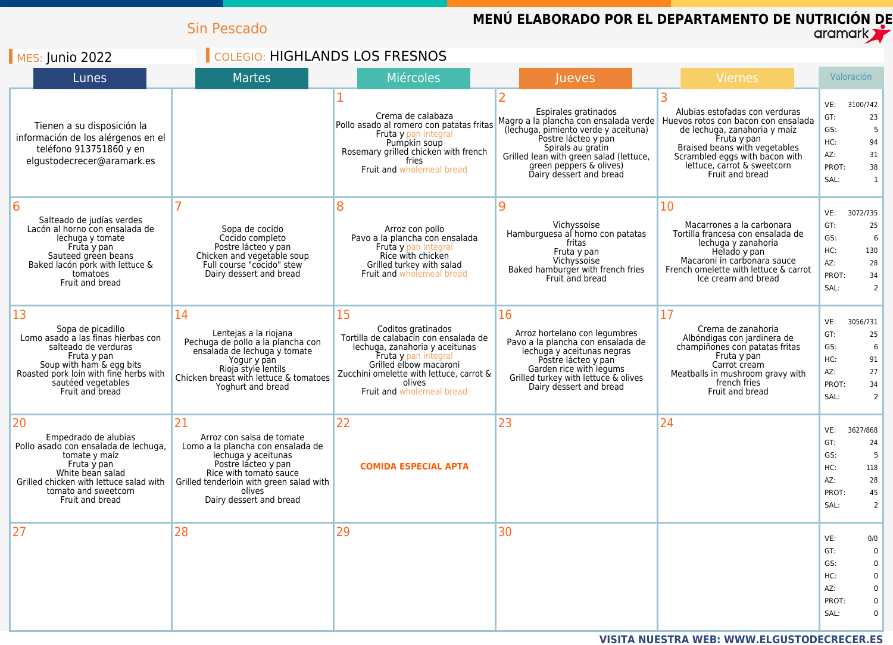Sin Pescado

# MENÚ ELABORADO POR EL DEPARTAMENTO DE NUTRICIÓN DE aramark

MES: Junio 2022

COLEGIO: HIGHLANDS LOS FRESNOS

| Lunes | Martes | Miércoles | Jueves | Viernes | Valoración |
|---|---|---|---|---|---|
| Tienen a su disposición la información de los alérgenos en el teléfono 913751860 y en elgustodecrecer@aramark.es | | **1** Crema de calabaza<br>Pollo asado al romero con patatas fritas<br>Fruta y pan integral<br>Pumpkin soup<br>Rosemary grilled chicken with french fries<br>Fruit and wholemeal bread | **2** Espirales gratinados<br>Magro a la plancha con ensalada verde (lechuga, pimiento verde y aceituna)<br>Postre lácteo y pan<br>Spirals au gratin<br>Grilled lean with green salad (lettuce, green peppers & olives)<br>Dairy dessert and bread | **3** Alubias estofadas con verduras<br>Huevos rotos con bacon con ensalada de lechuga, zanahoria y maíz<br>Fruta y pan<br>Braised beans with vegetables<br>Scrambled eggs with bacon with lettuce, carrot & sweetcorn<br>Fruit and bread | VE: 3100/742<br>GT: 23<br>GS: 5<br>HC: 94<br>AZ: 31<br>PROT: 38<br>SAL: 1 |
| **6** Salteado de judías verdes<br>Lacón al horno con ensalada de lechuga y tomate<br>Fruta y pan<br>Sauteed green beans<br>Baked lacón pork with lettuce & tomatoes<br>Fruit and bread | **7** Sopa de cocido<br>Cocido completo<br>Postre lácteo y pan<br>Chicken and vegetable soup<br>Full course "cocido" stew<br>Dairy dessert and bread | **8** Arroz con pollo<br>Pavo a la plancha con ensalada<br>Fruta y pan integral<br>Rice with chicken<br>Grilled turkey with salad<br>Fruit and wholemeal bread | **9** Vichyssoise<br>Hamburguesa al horno con patatas fritas<br>Fruta y pan<br>Vichyssoise<br>Baked hamburger with french fries<br>Fruit and bread | **10** Macarrones a la carbonara<br>Tortilla francesa con ensalada de lechuga y zanahoria<br>Helado y pan<br>Macaroni in carbonara sauce<br>French omelette with lettuce & carrot<br>Ice cream and bread | VE: 3072/735<br>GT: 25<br>GS: 6<br>HC: 130<br>AZ: 28<br>PROT: 34<br>SAL: 2 |
| **13** Sopa de picadillo<br>Lomo asado a las finas hierbas con salteado de verduras<br>Fruta y pan<br>Soup with ham & egg bits<br>Roasted pork loin with fine herbs with sautéed vegetables<br>Fruit and bread | **14** Lentejas a la riojana<br>Pechuga de pollo a la plancha con ensalada de lechuga y tomate<br>Yogur y pan<br>Rioja style lentils<br>Chicken breast with lettuce & tomatoes<br>Yoghurt and bread | **15** Coditos gratinados<br>Tortilla de calabacín con ensalada de lechuga, zanahoria y aceitunas<br>Fruta y pan integral<br>Grilled elbow macaroni<br>Zucchini omelette with lettuce, carrot & olives<br>Fruit and wholemeal bread | **16** Arroz hortelano con legumbres<br>Pavo a la plancha con ensalada de lechuga y aceitunas negras<br>Postre lácteo y pan<br>Garden rice with legums<br>Grilled turkey with lettuce & olives<br>Dairy dessert and bread | **17** Crema de zanahoria<br>Albóndigas con jardinera de champiñones con patatas fritas<br>Fruta y pan<br>Carrot cream<br>Meatballs in mushroom gravy with french fries<br>Fruit and bread | VE: 3056/731<br>GT: 25<br>GS: 6<br>HC: 91<br>AZ: 27<br>PROT: 34<br>SAL: 2 |
| **20** Empedrado de alubias<br>Pollo asado con ensalada de lechuga, tomate y maíz<br>Fruta y pan<br>White bean salad<br>Grilled chicken with lettuce salad with tomato and sweetcorn<br>Fruit and bread | **21** Arroz con salsa de tomate<br>Lomo a la plancha con ensalada de lechuga y aceitunas<br>Postre lácteo y pan<br>Rice with tomato sauce<br>Grilled tenderloin with green salad with olives<br>Dairy dessert and bread | **22** COMIDA ESPECIAL APTA | **23** | **24** | VE: 3627/868<br>GT: 24<br>GS: 5<br>HC: 118<br>AZ: 28<br>PROT: 45<br>SAL: 2 |
| **27** | **28** | **29** | **30** | | VE: 0/0<br>GT: 0<br>GS: 0<br>HC: 0<br>AZ: 0<br>PROT: 0<br>SAL: 0 |

VISITA NUESTRA WEB: WWW.ELGUSTODECRECER.ES